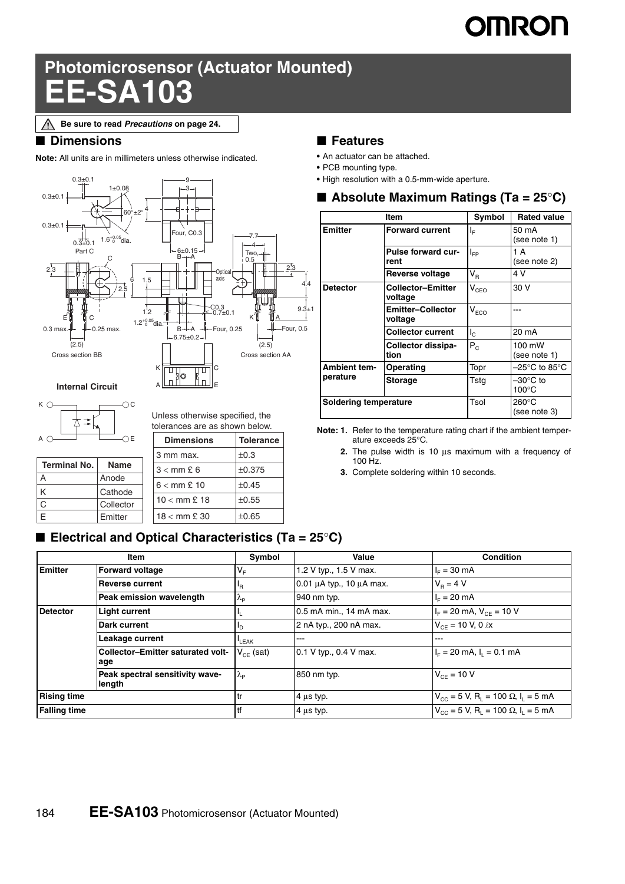# Photomicrosensor (Actuator Mounted)
# EE-SA103

⚠ Be sure to read *Precautions* on page 24.

## ■ Dimensions

**Note:** All units are in millimeters unless otherwise indicated.

**Internal Circuit**

| Terminal No. | Name |
|---|---|
| A | Anode |
| K | Cathode |
| C | Collector |
| E | Emitter |

Unless otherwise specified, the tolerances are as shown below.

| Dimensions | Tolerance |
|---|---|
| 3 mm max. | ±0.3 |
| 3 < mm ≤ 6 | ±0.375 |
| 6 < mm ≤ 10 | ±0.45 |
| 10 < mm ≤ 18 | ±0.55 |
| 18 < mm ≤ 30 | ±0.65 |

## ■ Features

- An actuator can be attached.
- PCB mounting type.
- High resolution with a 0.5-mm-wide aperture.

## ■ Absolute Maximum Ratings (Ta = 25°C)

| Item | | Symbol | Rated value |
|---|---|---|---|
| Emitter | Forward current | $I_F$ | 50 mA (see note 1) |
| | Pulse forward current | $I_{FP}$ | 1 A (see note 2) |
| | Reverse voltage | $V_R$ | 4 V |
| Detector | Collector–Emitter voltage | $V_{CEO}$ | 30 V |
| | Emitter–Collector voltage | $V_{ECO}$ | --- |
| | Collector current | $I_C$ | 20 mA |
| | Collector dissipation | $P_C$ | 100 mW (see note 1) |
| Ambient temperature | Operating | Topr | –25°C to 85°C |
| | Storage | Tstg | –30°C to 100°C |
| Soldering temperature | | Tsol | 260°C (see note 3) |

**Note:** 1. Refer to the temperature rating chart if the ambient temperature exceeds 25°C.

2. The pulse width is 10 µs maximum with a frequency of 100 Hz.

3. Complete soldering within 10 seconds.

## ■ Electrical and Optical Characteristics (Ta = 25°C)

| Item | | Symbol | Value | Condition |
|---|---|---|---|---|
| Emitter | Forward voltage | $V_F$ | 1.2 V typ., 1.5 V max. | $I_F$ = 30 mA |
| | Reverse current | $I_R$ | 0.01 µA typ., 10 µA max. | $V_R$ = 4 V |
| | Peak emission wavelength | $\lambda_P$ | 940 nm typ. | $I_F$ = 20 mA |
| Detector | Light current | $I_L$ | 0.5 mA min., 14 mA max. | $I_F$ = 20 mA, $V_{CE}$ = 10 V |
| | Dark current | $I_D$ | 2 nA typ., 200 nA max. | $V_{CE}$ = 10 V, 0 ℓx |
| | Leakage current | $I_{LEAK}$ | --- | --- |
| | Collector–Emitter saturated voltage | $V_{CE}$ (sat) | 0.1 V typ., 0.4 V max. | $I_F$ = 20 mA, $I_L$ = 0.1 mA |
| | Peak spectral sensitivity wavelength | $\lambda_P$ | 850 nm typ. | $V_{CE}$ = 10 V |
| Rising time | | tr | 4 µs typ. | $V_{CC}$ = 5 V, $R_L$ = 100 Ω, $I_L$ = 5 mA |
| Falling time | | tf | 4 µs typ. | $V_{CC}$ = 5 V, $R_L$ = 100 Ω, $I_L$ = 5 mA |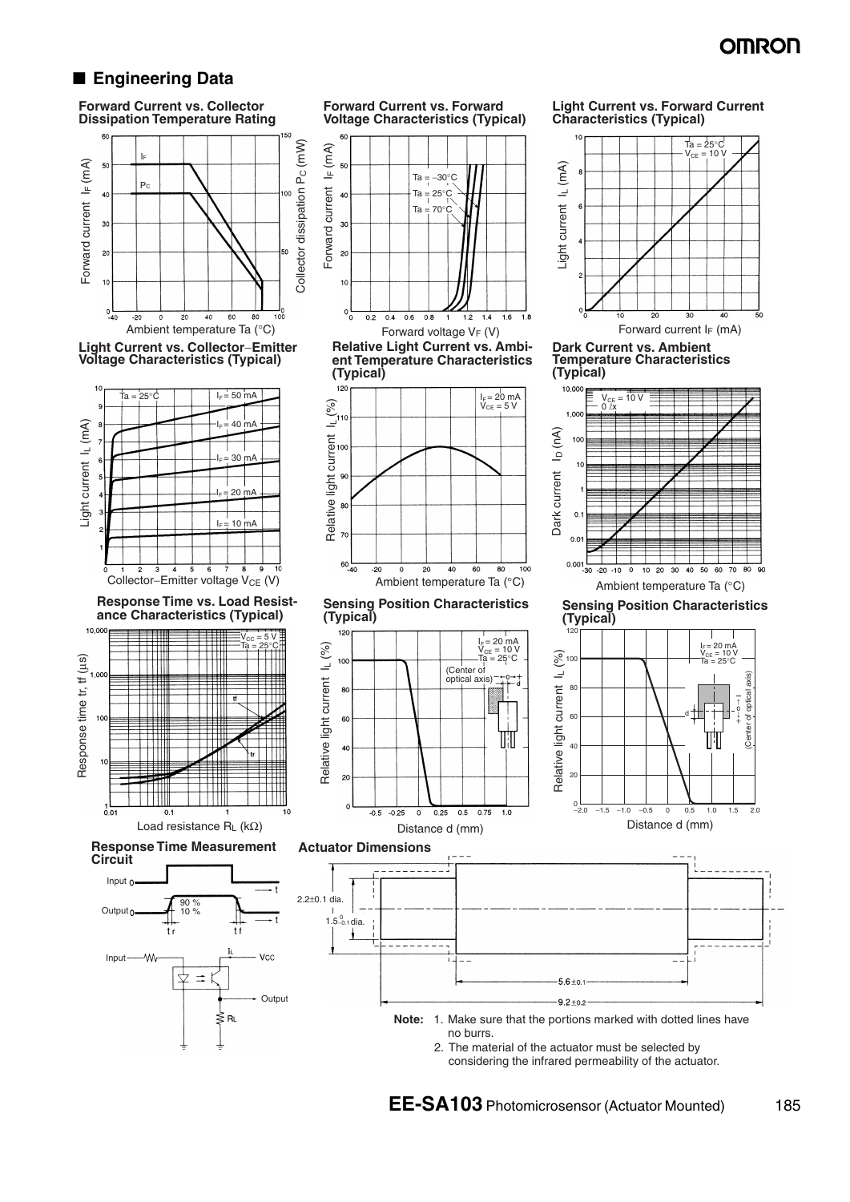## ■ Engineering Data

### Forward Current vs. Collector Dissipation Temperature Rating

Forward current $I_F$ (mA)
Collector dissipation $P_C$ (mW)
$I_F$
$P_C$
Ambient temperature Ta (°C)

### Forward Current vs. Forward Voltage Characteristics (Typical)

Ta = −30°C
Ta = 25°C
Ta = 70°C
Forward current $I_F$ (mA)
Forward voltage $V_F$ (V)

### Light Current vs. Forward Current Characteristics (Typical)

Ta = 25°C
$V_{CE}$ = 10 V
Light current $I_L$ (mA)
Forward current $I_F$ (mA)

### Light Current vs. Collector−Emitter Voltage Characteristics (Typical)

Ta = 25°C
$I_F$ = 50 mA
$I_F$ = 40 mA
$I_F$ = 30 mA
$I_F$ = 20 mA
$I_F$ = 10 mA
Light current $I_L$ (mA)
Collector−Emitter voltage $V_{CE}$ (V)

### Relative Light Current vs. Ambient Temperature Characteristics (Typical)

$I_F$ = 20 mA
$V_{CE}$ = 5 V
Relative light current $I_L$ (%)
Ambient temperature Ta (°C)

### Dark Current vs. Ambient Temperature Characteristics (Typical)

$V_{CE}$ = 10 V
0 ℓx
Dark current $I_D$ (nA)
Ambient temperature Ta (°C)

### Response Time vs. Load Resistance Characteristics (Typical)

$V_{CC}$ = 5 V
Ta = 25°C
tf
tr
Response time tr, tf (μs)
Load resistance $R_L$ (kΩ)

### Sensing Position Characteristics (Typical)

$I_F$ = 20 mA
$V_{CE}$ = 10 V
Ta = 25°C
(Center of optical axis)
d
Relative light current $I_L$ (%)
Distance d (mm)

### Sensing Position Characteristics (Typical)

$I_F$ = 20 mA
$V_{CE}$ = 10 V
Ta = 25°C
(Center of optical axis)
d
Relative light current $I_L$ (%)
Distance d (mm)

### Response Time Measurement Circuit

Input
Output
90 %
10 %
t
tr
tf
$I_L$
Vcc
$R_L$

### Actuator Dimensions

2.2±0.1 dia.
$1.5^{\ 0}_{-0.1}$ dia.
5.6±0.1
9.2±0.2

**Note:**
1. Make sure that the portions marked with dotted lines have no burrs.
2. The material of the actuator must be selected by considering the infrared permeability of the actuator.

**EE-SA103** Photomicrosensor (Actuator Mounted)